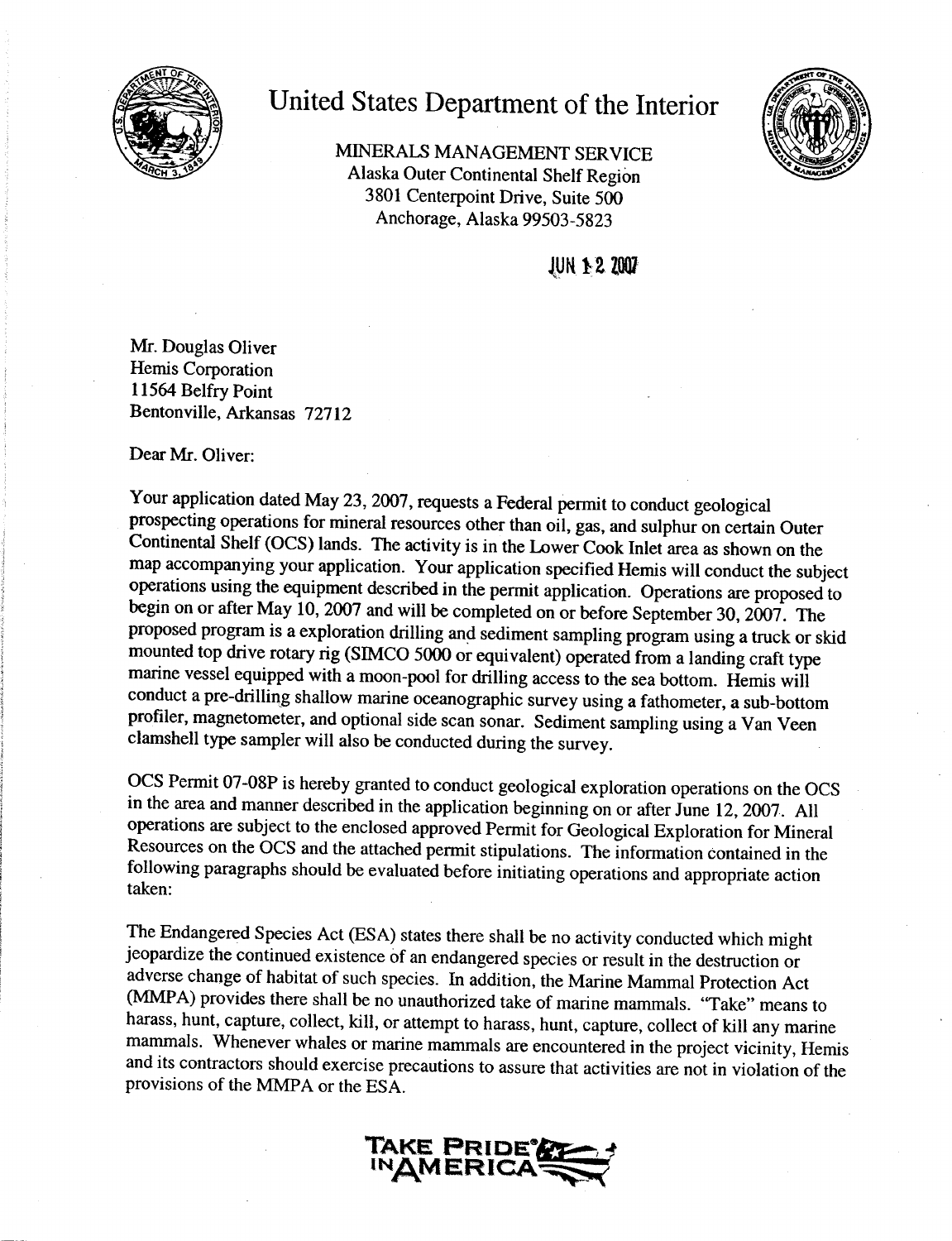# United States Department of the Interior

MINERALS MANAGEMENT SERVICE
Alaska Outer Continental Shelf Region
3801 Centerpoint Drive, Suite 500
Anchorage, Alaska 99503-5823

JUN 12 2007

Mr. Douglas Oliver
Hemis Corporation
11564 Belfry Point
Bentonville, Arkansas 72712

Dear Mr. Oliver:

Your application dated May 23, 2007, requests a Federal permit to conduct geological prospecting operations for mineral resources other than oil, gas, and sulphur on certain Outer Continental Shelf (OCS) lands. The activity is in the Lower Cook Inlet area as shown on the map accompanying your application. Your application specified Hemis will conduct the subject operations using the equipment described in the permit application. Operations are proposed to begin on or after May 10, 2007 and will be completed on or before September 30, 2007. The proposed program is a exploration drilling and sediment sampling program using a truck or skid mounted top drive rotary rig (SIMCO 5000 or equivalent) operated from a landing craft type marine vessel equipped with a moon-pool for drilling access to the sea bottom. Hemis will conduct a pre-drilling shallow marine oceanographic survey using a fathometer, a sub-bottom profiler, magnetometer, and optional side scan sonar. Sediment sampling using a Van Veen clamshell type sampler will also be conducted during the survey.

OCS Permit 07-08P is hereby granted to conduct geological exploration operations on the OCS in the area and manner described in the application beginning on or after June 12, 2007. All operations are subject to the enclosed approved Permit for Geological Exploration for Mineral Resources on the OCS and the attached permit stipulations. The information contained in the following paragraphs should be evaluated before initiating operations and appropriate action taken:

The Endangered Species Act (ESA) states there shall be no activity conducted which might jeopardize the continued existence of an endangered species or result in the destruction or adverse change of habitat of such species. In addition, the Marine Mammal Protection Act (MMPA) provides there shall be no unauthorized take of marine mammals. "Take" means to harass, hunt, capture, collect, kill, or attempt to harass, hunt, capture, collect of kill any marine mammals. Whenever whales or marine mammals are encountered in the project vicinity, Hemis and its contractors should exercise precautions to assure that activities are not in violation of the provisions of the MMPA or the ESA.

TAKE PRIDE IN AMERICA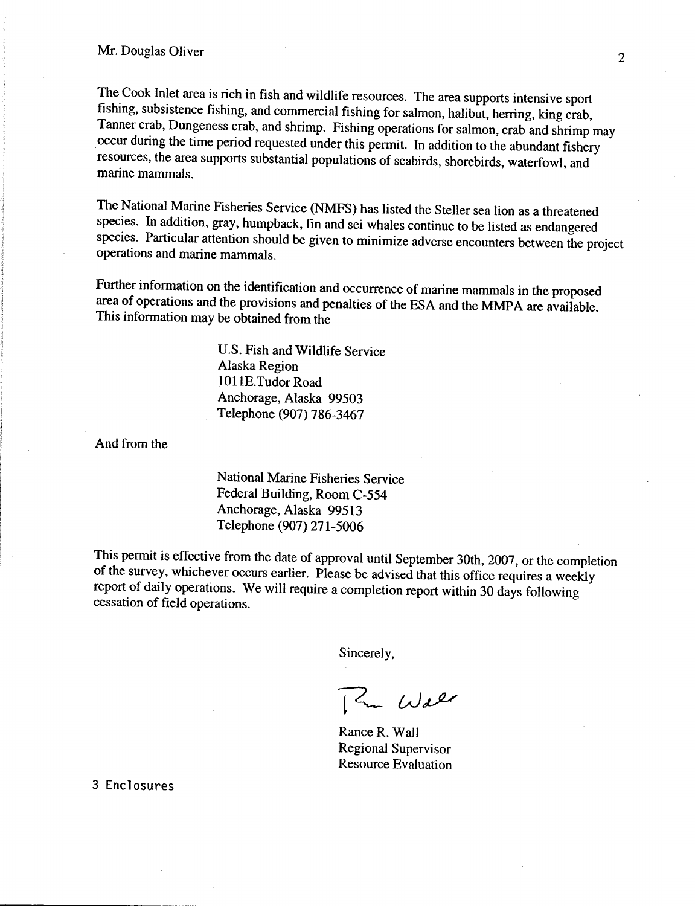Mr. Douglas Oliver

The Cook Inlet area is rich in fish and wildlife resources. The area supports intensive sport fishing, subsistence fishing, and commercial fishing for salmon, halibut, herring, king crab, Tanner crab, Dungeness crab, and shrimp. Fishing operations for salmon, crab and shrimp may occur during the time period requested under this permit. In addition to the abundant fishery resources, the area supports substantial populations of seabirds, shorebirds, waterfowl, and marine mammals.

The National Marine Fisheries Service (NMFS) has listed the Steller sea lion as a threatened species. In addition, gray, humpback, fin and sei whales continue to be listed as endangered species. Particular attention should be given to minimize adverse encounters between the project operations and marine mammals.

Further information on the identification and occurrence of marine mammals in the proposed area of operations and the provisions and penalties of the ESA and the MMPA are available. This information may be obtained from the

> U.S. Fish and Wildlife Service
> Alaska Region
> 1011E.Tudor Road
> Anchorage, Alaska 99503
> Telephone (907) 786-3467

And from the

> National Marine Fisheries Service
> Federal Building, Room C-554
> Anchorage, Alaska 99513
> Telephone (907) 271-5006

This permit is effective from the date of approval until September 30th, 2007, or the completion of the survey, whichever occurs earlier. Please be advised that this office requires a weekly report of daily operations. We will require a completion report within 30 days following cessation of field operations.

Sincerely,

Rance R. Wall
Regional Supervisor
Resource Evaluation

3 Enclosures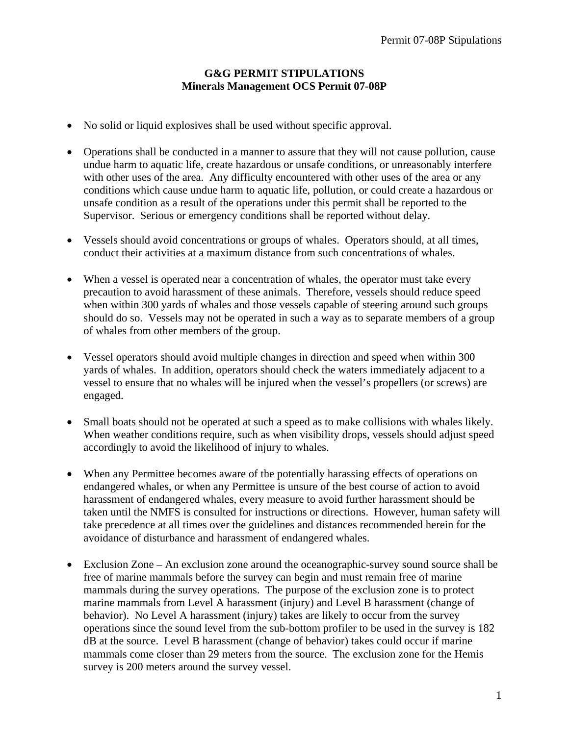**G&G PERMIT STIPULATIONS**
**Minerals Management OCS Permit 07-08P**

- No solid or liquid explosives shall be used without specific approval.

- Operations shall be conducted in a manner to assure that they will not cause pollution, cause undue harm to aquatic life, create hazardous or unsafe conditions, or unreasonably interfere with other uses of the area. Any difficulty encountered with other uses of the area or any conditions which cause undue harm to aquatic life, pollution, or could create a hazardous or unsafe condition as a result of the operations under this permit shall be reported to the Supervisor. Serious or emergency conditions shall be reported without delay.

- Vessels should avoid concentrations or groups of whales. Operators should, at all times, conduct their activities at a maximum distance from such concentrations of whales.

- When a vessel is operated near a concentration of whales, the operator must take every precaution to avoid harassment of these animals. Therefore, vessels should reduce speed when within 300 yards of whales and those vessels capable of steering around such groups should do so. Vessels may not be operated in such a way as to separate members of a group of whales from other members of the group.

- Vessel operators should avoid multiple changes in direction and speed when within 300 yards of whales. In addition, operators should check the waters immediately adjacent to a vessel to ensure that no whales will be injured when the vessel's propellers (or screws) are engaged.

- Small boats should not be operated at such a speed as to make collisions with whales likely. When weather conditions require, such as when visibility drops, vessels should adjust speed accordingly to avoid the likelihood of injury to whales.

- When any Permittee becomes aware of the potentially harassing effects of operations on endangered whales, or when any Permittee is unsure of the best course of action to avoid harassment of endangered whales, every measure to avoid further harassment should be taken until the NMFS is consulted for instructions or directions. However, human safety will take precedence at all times over the guidelines and distances recommended herein for the avoidance of disturbance and harassment of endangered whales.

- Exclusion Zone – An exclusion zone around the oceanographic-survey sound source shall be free of marine mammals before the survey can begin and must remain free of marine mammals during the survey operations. The purpose of the exclusion zone is to protect marine mammals from Level A harassment (injury) and Level B harassment (change of behavior). No Level A harassment (injury) takes are likely to occur from the survey operations since the sound level from the sub-bottom profiler to be used in the survey is 182 dB at the source. Level B harassment (change of behavior) takes could occur if marine mammals come closer than 29 meters from the source. The exclusion zone for the Hemis survey is 200 meters around the survey vessel.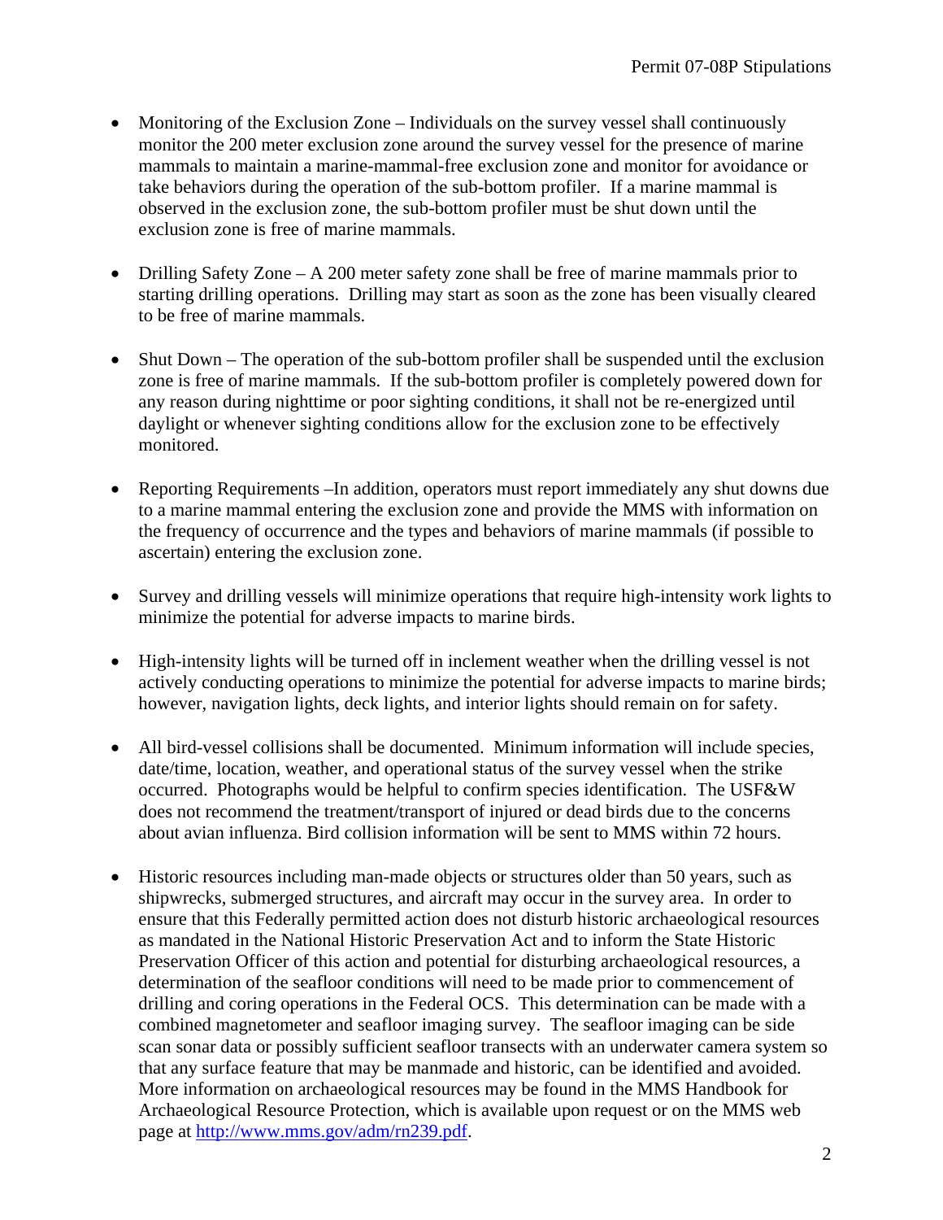- Monitoring of the Exclusion Zone – Individuals on the survey vessel shall continuously monitor the 200 meter exclusion zone around the survey vessel for the presence of marine mammals to maintain a marine-mammal-free exclusion zone and monitor for avoidance or take behaviors during the operation of the sub-bottom profiler. If a marine mammal is observed in the exclusion zone, the sub-bottom profiler must be shut down until the exclusion zone is free of marine mammals.

- Drilling Safety Zone – A 200 meter safety zone shall be free of marine mammals prior to starting drilling operations. Drilling may start as soon as the zone has been visually cleared to be free of marine mammals.

- Shut Down – The operation of the sub-bottom profiler shall be suspended until the exclusion zone is free of marine mammals. If the sub-bottom profiler is completely powered down for any reason during nighttime or poor sighting conditions, it shall not be re-energized until daylight or whenever sighting conditions allow for the exclusion zone to be effectively monitored.

- Reporting Requirements –In addition, operators must report immediately any shut downs due to a marine mammal entering the exclusion zone and provide the MMS with information on the frequency of occurrence and the types and behaviors of marine mammals (if possible to ascertain) entering the exclusion zone.

- Survey and drilling vessels will minimize operations that require high-intensity work lights to minimize the potential for adverse impacts to marine birds.

- High-intensity lights will be turned off in inclement weather when the drilling vessel is not actively conducting operations to minimize the potential for adverse impacts to marine birds; however, navigation lights, deck lights, and interior lights should remain on for safety.

- All bird-vessel collisions shall be documented. Minimum information will include species, date/time, location, weather, and operational status of the survey vessel when the strike occurred. Photographs would be helpful to confirm species identification. The USF&W does not recommend the treatment/transport of injured or dead birds due to the concerns about avian influenza. Bird collision information will be sent to MMS within 72 hours.

- Historic resources including man-made objects or structures older than 50 years, such as shipwrecks, submerged structures, and aircraft may occur in the survey area. In order to ensure that this Federally permitted action does not disturb historic archaeological resources as mandated in the National Historic Preservation Act and to inform the State Historic Preservation Officer of this action and potential for disturbing archaeological resources, a determination of the seafloor conditions will need to be made prior to commencement of drilling and coring operations in the Federal OCS. This determination can be made with a combined magnetometer and seafloor imaging survey. The seafloor imaging can be side scan sonar data or possibly sufficient seafloor transects with an underwater camera system so that any surface feature that may be manmade and historic, can be identified and avoided. More information on archaeological resources may be found in the MMS Handbook for Archaeological Resource Protection, which is available upon request or on the MMS web page at http://www.mms.gov/adm/rn239.pdf.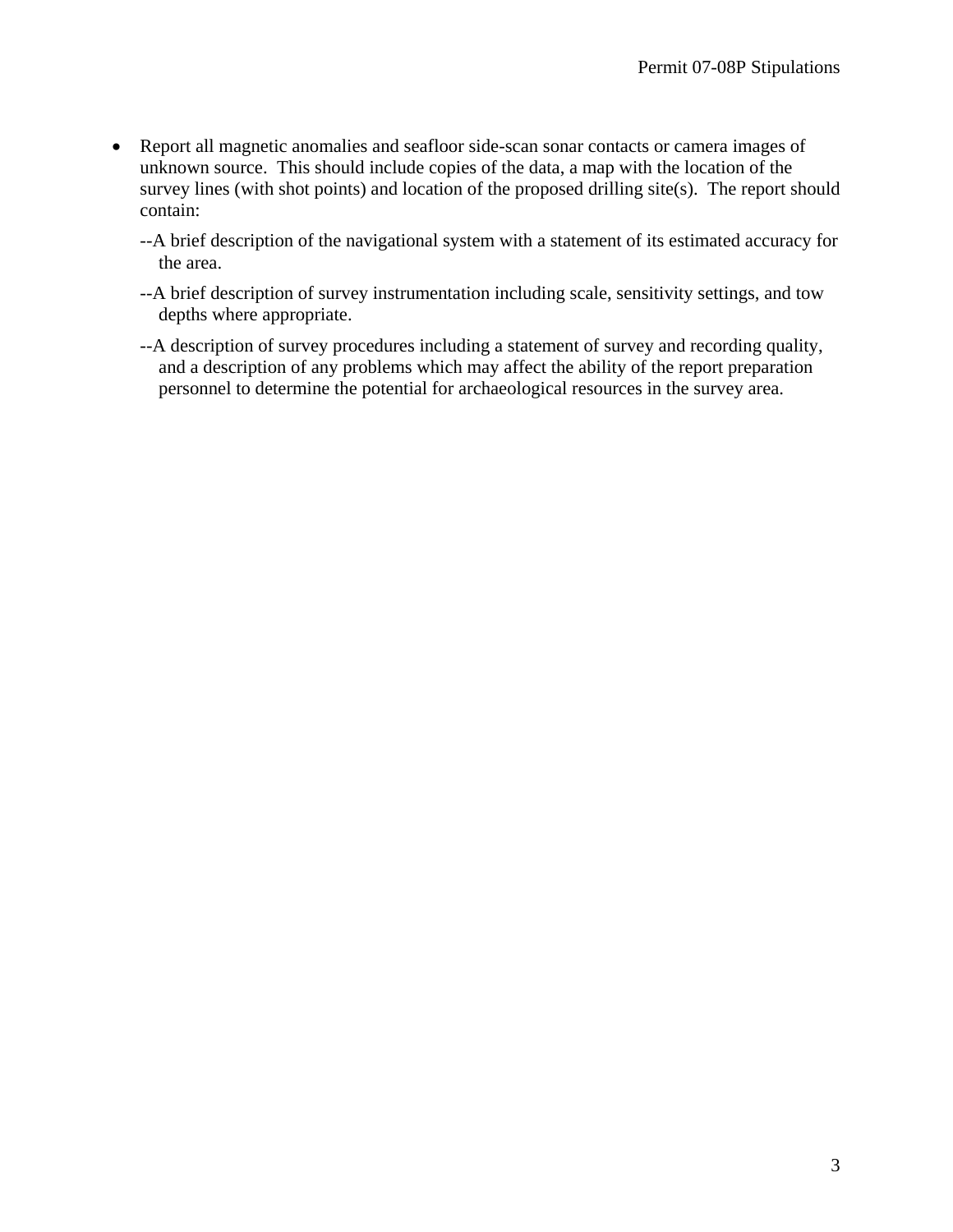- Report all magnetic anomalies and seafloor side-scan sonar contacts or camera images of unknown source. This should include copies of the data, a map with the location of the survey lines (with shot points) and location of the proposed drilling site(s). The report should contain:

  --A brief description of the navigational system with a statement of its estimated accuracy for the area.

  --A brief description of survey instrumentation including scale, sensitivity settings, and tow depths where appropriate.

  --A description of survey procedures including a statement of survey and recording quality, and a description of any problems which may affect the ability of the report preparation personnel to determine the potential for archaeological resources in the survey area.